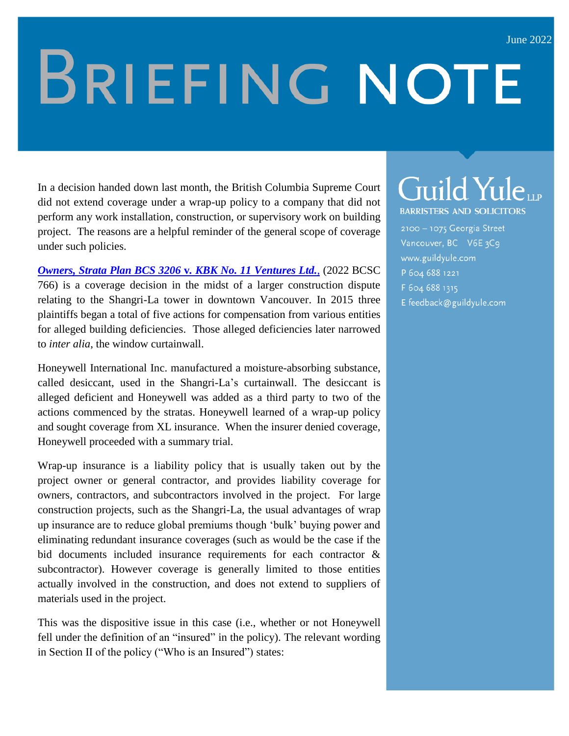June 2022

# BRIEFING NOTE

**Guild Yule LLP**
BARRISTERS AND SOLICITORS

2100 – 1075 Georgia Street
Vancouver, BC V6E 3C9
www.guildyule.com
P 604 688 1221
F 604 688 1315
E feedback@guildyule.com

In a decision handed down last month, the British Columbia Supreme Court did not extend coverage under a wrap-up policy to a company that did not perform any work installation, construction, or supervisory work on building project. The reasons are a helpful reminder of the general scope of coverage under such policies.

***Owners, Strata Plan BCS 3206* v. *KBK No. 11 Ventures Ltd.*,** (2022 BCSC 766) is a coverage decision in the midst of a larger construction dispute relating to the Shangri-La tower in downtown Vancouver. In 2015 three plaintiffs began a total of five actions for compensation from various entities for alleged building deficiencies. Those alleged deficiencies later narrowed to *inter alia*, the window curtainwall.

Honeywell International Inc. manufactured a moisture-absorbing substance, called desiccant, used in the Shangri-La's curtainwall. The desiccant is alleged deficient and Honeywell was added as a third party to two of the actions commenced by the stratas. Honeywell learned of a wrap-up policy and sought coverage from XL insurance. When the insurer denied coverage, Honeywell proceeded with a summary trial.

Wrap-up insurance is a liability policy that is usually taken out by the project owner or general contractor, and provides liability coverage for owners, contractors, and subcontractors involved in the project. For large construction projects, such as the Shangri-La, the usual advantages of wrap up insurance are to reduce global premiums though 'bulk' buying power and eliminating redundant insurance coverages (such as would be the case if the bid documents included insurance requirements for each contractor & subcontractor). However coverage is generally limited to those entities actually involved in the construction, and does not extend to suppliers of materials used in the project.

This was the dispositive issue in this case (i.e., whether or not Honeywell fell under the definition of an "insured" in the policy). The relevant wording in Section II of the policy ("Who is an Insured") states: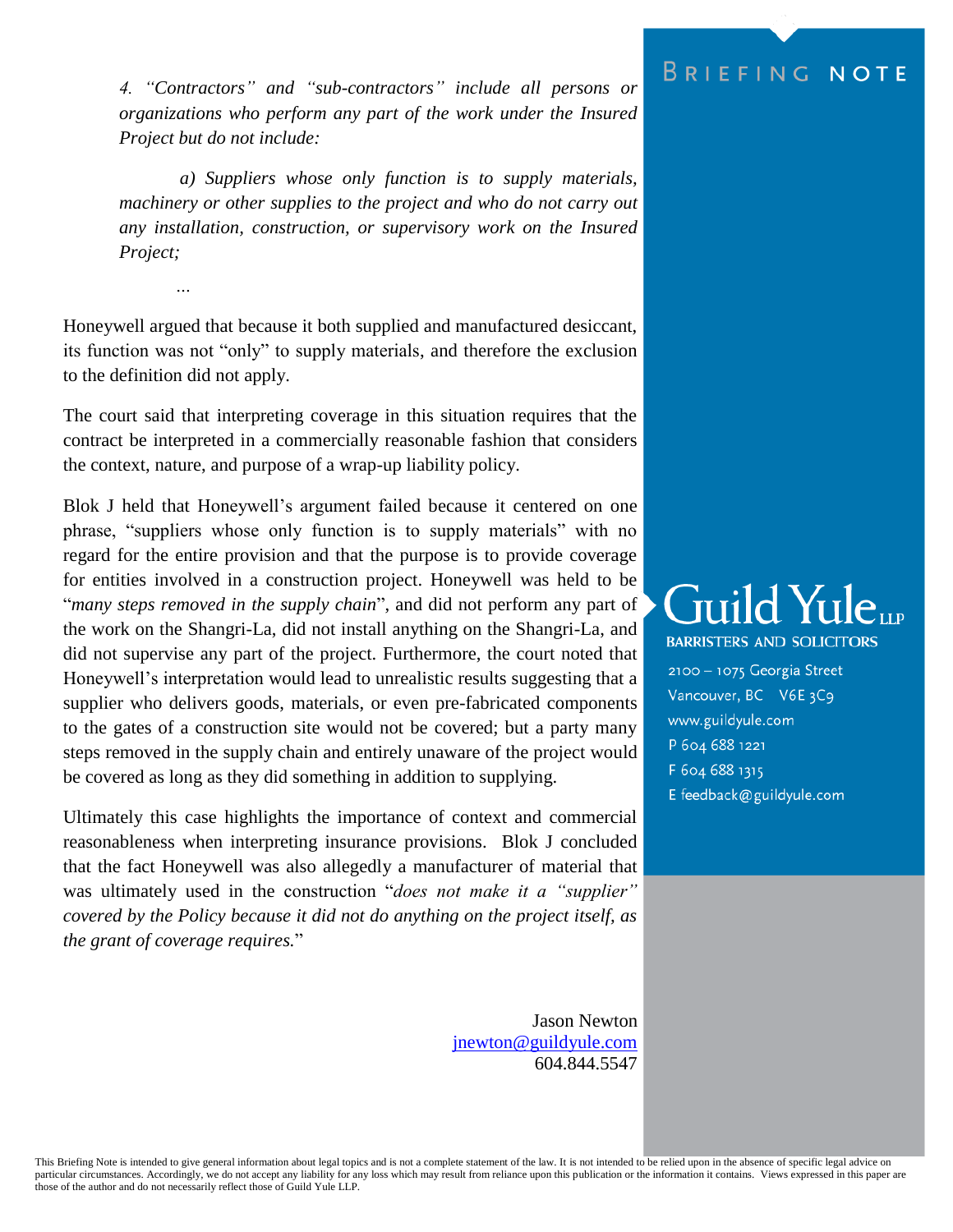*4. "Contractors" and "sub-contractors" include all persons or organizations who perform any part of the work under the Insured Project but do not include:*

*a) Suppliers whose only function is to supply materials, machinery or other supplies to the project and who do not carry out any installation, construction, or supervisory work on the Insured Project;*

*...*

Honeywell argued that because it both supplied and manufactured desiccant, its function was not "only" to supply materials, and therefore the exclusion to the definition did not apply.

The court said that interpreting coverage in this situation requires that the contract be interpreted in a commercially reasonable fashion that considers the context, nature, and purpose of a wrap-up liability policy.

Blok J held that Honeywell's argument failed because it centered on one phrase, "suppliers whose only function is to supply materials" with no regard for the entire provision and that the purpose is to provide coverage for entities involved in a construction project. Honeywell was held to be "*many steps removed in the supply chain*", and did not perform any part of the work on the Shangri-La, did not install anything on the Shangri-La, and did not supervise any part of the project. Furthermore, the court noted that Honeywell's interpretation would lead to unrealistic results suggesting that a supplier who delivers goods, materials, or even pre-fabricated components to the gates of a construction site would not be covered; but a party many steps removed in the supply chain and entirely unaware of the project would be covered as long as they did something in addition to supplying.

Ultimately this case highlights the importance of context and commercial reasonableness when interpreting insurance provisions. Blok J concluded that the fact Honeywell was also allegedly a manufacturer of material that was ultimately used in the construction "*does not make it a "supplier" covered by the Policy because it did not do anything on the project itself, as the grant of coverage requires.*"

Jason Newton
jnewton@guildyule.com
604.844.5547

**BRIEFING NOTE**

**Guild Yule LLP**
BARRISTERS AND SOLICITORS
2100 – 1075 Georgia Street
Vancouver, BC V6E 3C9
www.guildyule.com
P 604 688 1221
F 604 688 1315
E feedback@guildyule.com

This Briefing Note is intended to give general information about legal topics and is not a complete statement of the law. It is not intended to be relied upon in the absence of specific legal advice on particular circumstances. Accordingly, we do not accept any liability for any loss which may result from reliance upon this publication or the information it contains. Views expressed in this paper are those of the author and do not necessarily reflect those of Guild Yule LLP.